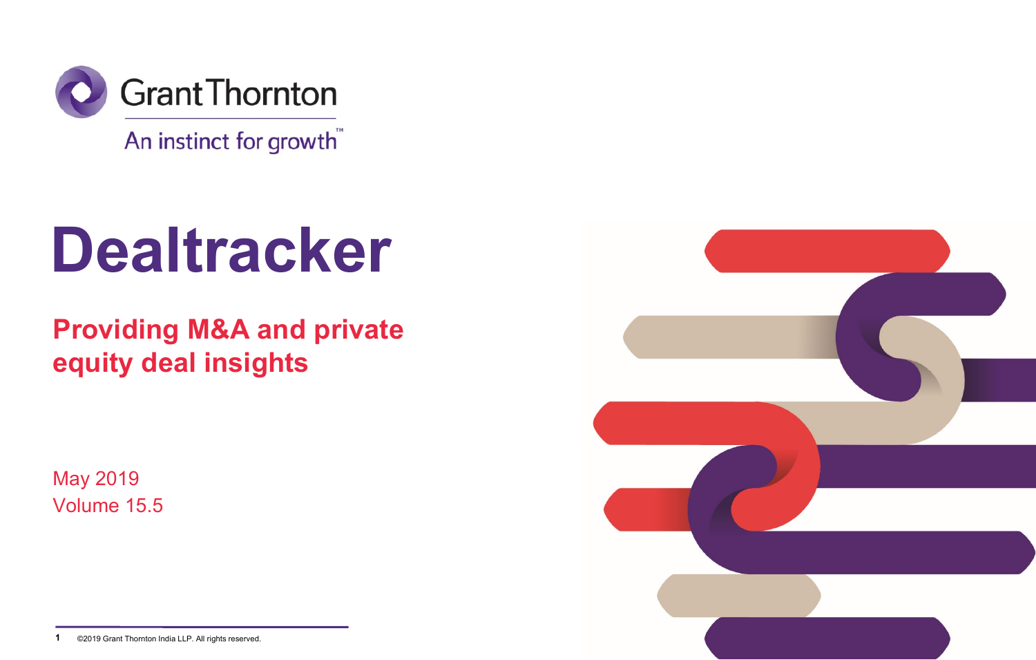Grant Thornton

An instinct for growth™

# Dealtracker

## Providing M&A and private equity deal insights

May 2019

Volume 15.5

©2019 Grant Thornton India LLP. All rights reserved.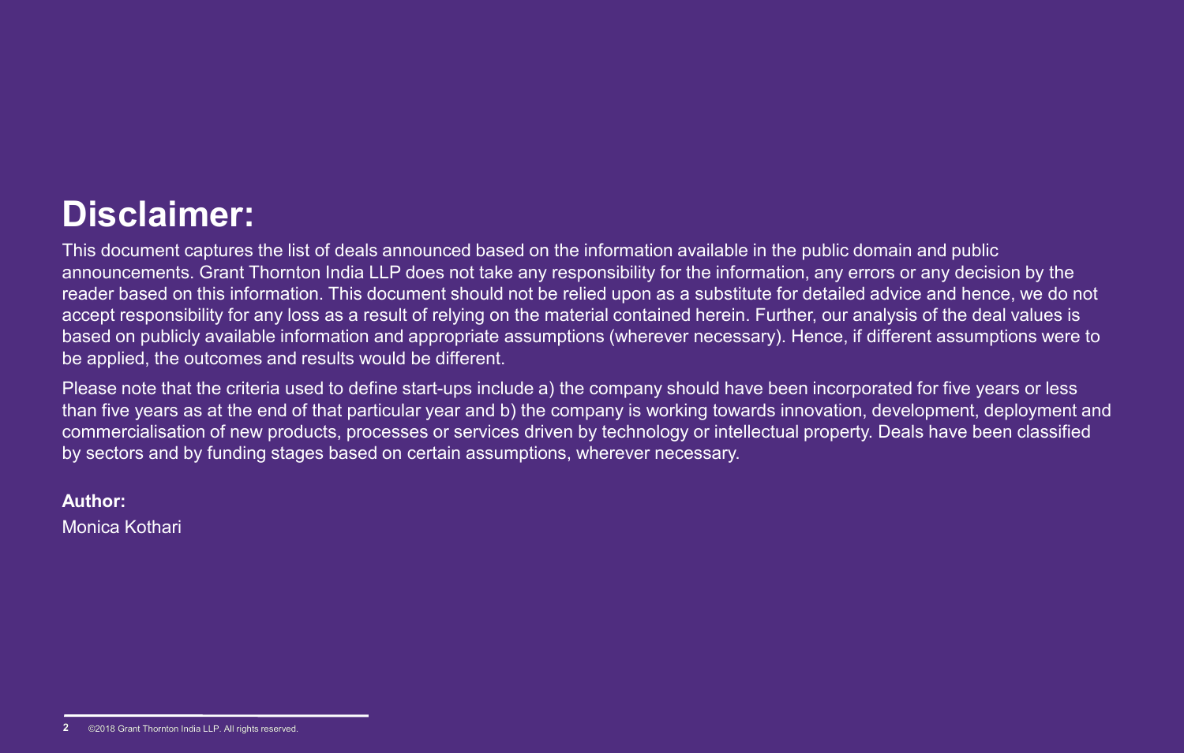# Disclaimer:

This document captures the list of deals announced based on the information available in the public domain and public announcements. Grant Thornton India LLP does not take any responsibility for the information, any errors or any decision by the reader based on this information. This document should not be relied upon as a substitute for detailed advice and hence, we do not accept responsibility for any loss as a result of relying on the material contained herein. Further, our analysis of the deal values is based on publicly available information and appropriate assumptions (wherever necessary). Hence, if different assumptions were to be applied, the outcomes and results would be different.

Please note that the criteria used to define start-ups include a) the company should have been incorporated for five years or less than five years as at the end of that particular year and b) the company is working towards innovation, development, deployment and commercialisation of new products, processes or services driven by technology or intellectual property. Deals have been classified by sectors and by funding stages based on certain assumptions, wherever necessary.

**Author:**

Monica Kothari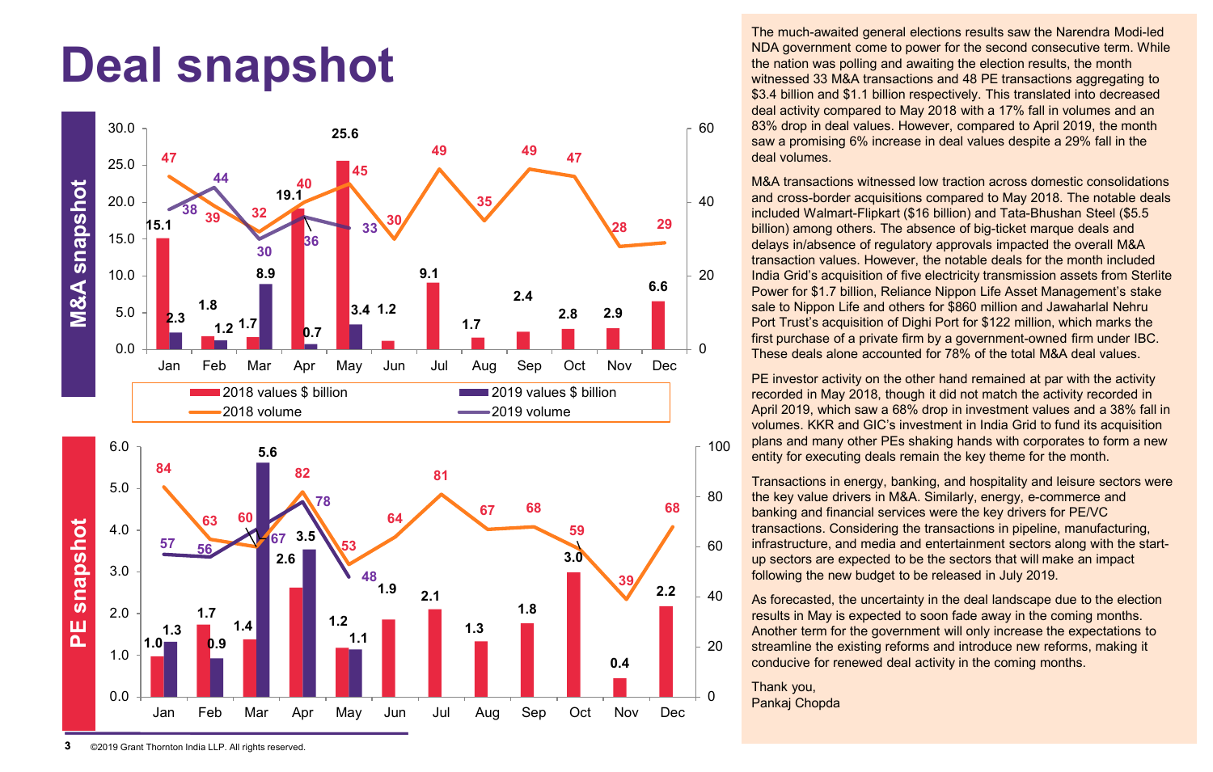# Deal snapshot

## M&A snapshot

| Month | 2018 values $ billion | 2019 values $ billion | 2018 volume | 2019 volume |
|---|---|---|---|---|
| Jan | 15.1 | 2.3 | 47 | 38 |
| Feb | 1.8 | 1.2 | 39 | 44 |
| Mar | 1.7 | 8.9 | 32 | 30 |
| Apr | 19.1 | 0.7 | 40 | 36 |
| May | 25.6 | 3.4 | 45 | 33 |
| Jun | 1.2 | | 30 | |
| Jul | 9.1 | | 49 | |
| Aug | 1.7 | | 35 | |
| Sep | 2.4 | | 49 | |
| Oct | 2.8 | | 47 | |
| Nov | 2.9 | | 28 | |
| Dec | 6.6 | | 29 | |

## PE snapshot

| Month | 2018 values $ billion | 2019 values $ billion | 2018 volume | 2019 volume |
|---|---|---|---|---|
| Jan | 1.0 | 1.3 | 84 | 57 |
| Feb | 1.7 | 0.9 | 63 | 56 |
| Mar | 1.4 | 5.6 | 60 | 67 |
| Apr | 2.6 | 3.5 | 82 | 78 |
| May | 1.2 | 1.1 | 53 | 48 |
| Jun | 1.9 | | 64 | |
| Jul | 2.1 | | 81 | |
| Aug | 1.3 | | 67 | |
| Sep | 1.8 | | 68 | |
| Oct | 3.0 | | 59 | |
| Nov | 0.4 | | 39 | |
| Dec | 2.2 | | 68 | |

The much-awaited general elections results saw the Narendra Modi-led NDA government come to power for the second consecutive term. While the nation was polling and awaiting the election results, the month witnessed 33 M&A transactions and 48 PE transactions aggregating to $3.4 billion and $1.1 billion respectively. This translated into decreased deal activity compared to May 2018 with a 17% fall in volumes and an 83% drop in deal values. However, compared to April 2019, the month saw a promising 6% increase in deal values despite a 29% fall in the deal volumes.

M&A transactions witnessed low traction across domestic consolidations and cross-border acquisitions compared to May 2018. The notable deals included Walmart-Flipkart ($16 billion) and Tata-Bhushan Steel ($5.5 billion) among others. The absence of big-ticket marque deals and delays in/absence of regulatory approvals impacted the overall M&A transaction values. However, the notable deals for the month included India Grid's acquisition of five electricity transmission assets from Sterlite Power for $1.7 billion, Reliance Nippon Life Asset Management's stake sale to Nippon Life and others for $860 million and Jawaharlal Nehru Port Trust's acquisition of Dighi Port for $122 million, which marks the first purchase of a private firm by a government-owned firm under IBC. These deals alone accounted for 78% of the total M&A deal values.

PE investor activity on the other hand remained at par with the activity recorded in May 2018, though it did not match the activity recorded in April 2019, which saw a 68% drop in investment values and a 38% fall in volumes. KKR and GIC's investment in India Grid to fund its acquisition plans and many other PEs shaking hands with corporates to form a new entity for executing deals remain the key theme for the month.

Transactions in energy, banking, and hospitality and leisure sectors were the key value drivers in M&A. Similarly, energy, e-commerce and banking and financial services were the key drivers for PE/VC transactions. Considering the transactions in pipeline, manufacturing, infrastructure, and media and entertainment sectors along with the start-up sectors are expected to be the sectors that will make an impact following the new budget to be released in July 2019.

As forecasted, the uncertainty in the deal landscape due to the election results in May is expected to soon fade away in the coming months. Another term for the government will only increase the expectations to streamline the existing reforms and introduce new reforms, making it conducive for renewed deal activity in the coming months.

Thank you,
Pankaj Chopda

©2019 Grant Thornton India LLP. All rights reserved.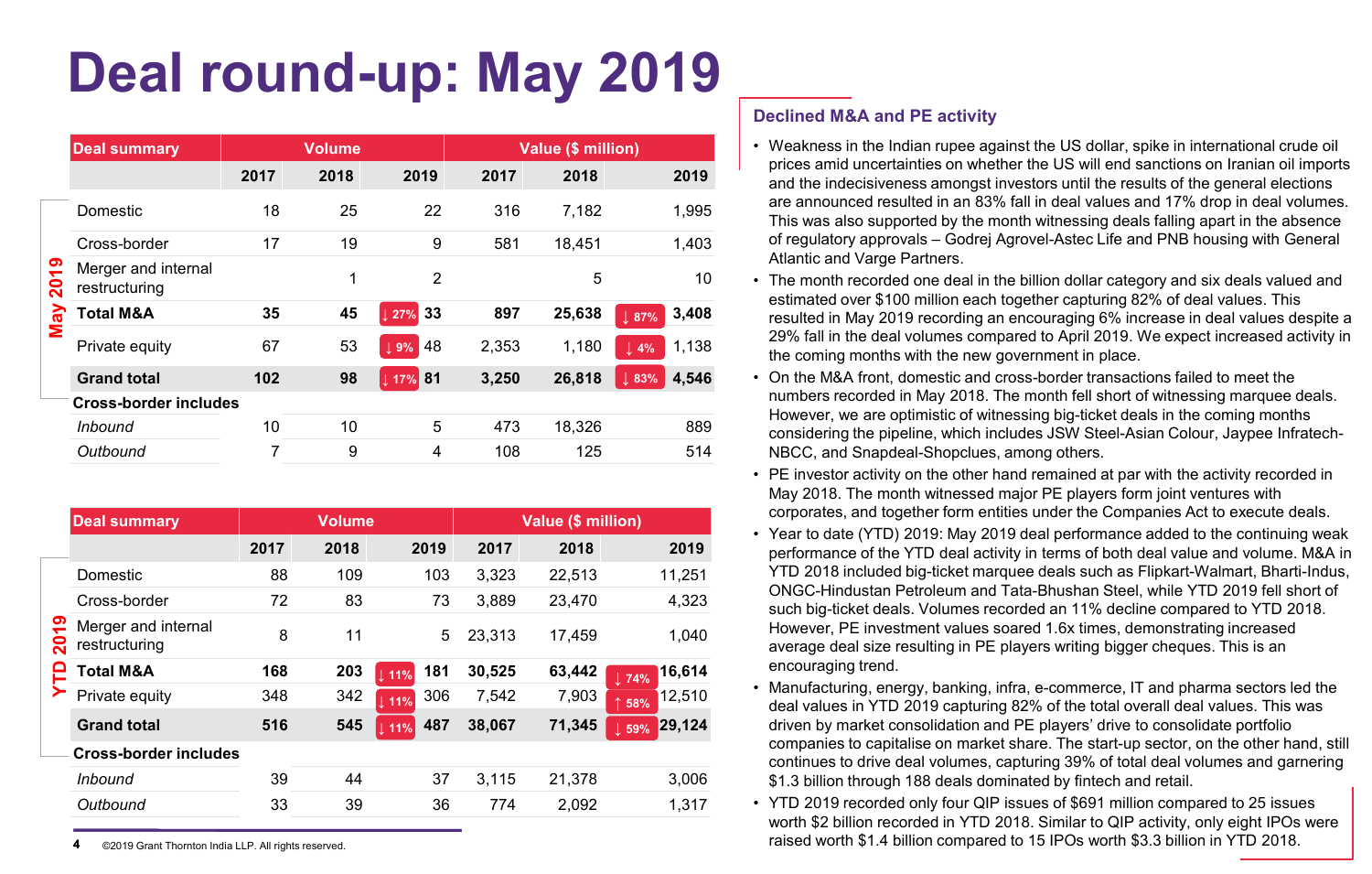# Deal round-up: May 2019

**May 2019**

| Deal summary | Volume | | | Value ($ million) | | |
|---|---|---|---|---|---|---|
| | 2017 | 2018 | 2019 | 2017 | 2018 | 2019 |
| Domestic | 18 | 25 | 22 | 316 | 7,182 | 1,995 |
| Cross-border | 17 | 19 | 9 | 581 | 18,451 | 1,403 |
| Merger and internal restructuring | | 1 | 2 | | 5 | 10 |
| **Total M&A** | **35** | **45** | **↓ 27% 33** | **897** | **25,638** | **↓ 87% 3,408** |
| Private equity | 67 | 53 | ↓ 9% 48 | 2,353 | 1,180 | ↓ 4% 1,138 |
| **Grand total** | **102** | **98** | **↓ 17% 81** | **3,250** | **26,818** | **↓ 83% 4,546** |
| **Cross-border includes** | | | | | | |
| *Inbound* | 10 | 10 | 5 | 473 | 18,326 | 889 |
| *Outbound* | 7 | 9 | 4 | 108 | 125 | 514 |

**YTD 2019**

| Deal summary | Volume | | | Value ($ million) | | |
|---|---|---|---|---|---|---|
| | 2017 | 2018 | 2019 | 2017 | 2018 | 2019 |
| Domestic | 88 | 109 | 103 | 3,323 | 22,513 | 11,251 |
| Cross-border | 72 | 83 | 73 | 3,889 | 23,470 | 4,323 |
| Merger and internal restructuring | 8 | 11 | 5 | 23,313 | 17,459 | 1,040 |
| **Total M&A** | **168** | **203** | **↓ 11% 181** | **30,525** | **63,442** | **↓ 74% 16,614** |
| Private equity | 348 | 342 | ↓ 11% 306 | 7,542 | 7,903 | ↑ 58% 12,510 |
| **Grand total** | **516** | **545** | **↓ 11% 487** | **38,067** | **71,345** | **↓ 59% 29,124** |
| **Cross-border includes** | | | | | | |
| *Inbound* | 39 | 44 | 37 | 3,115 | 21,378 | 3,006 |
| *Outbound* | 33 | 39 | 36 | 774 | 2,092 | 1,317 |

### Declined M&A and PE activity

- Weakness in the Indian rupee against the US dollar, spike in international crude oil prices amid uncertainties on whether the US will end sanctions on Iranian oil imports and the indecisiveness amongst investors until the results of the general elections are announced resulted in an 83% fall in deal values and 17% drop in deal volumes. This was also supported by the month witnessing deals falling apart in the absence of regulatory approvals – Godrej Agrovel-Astec Life and PNB housing with General Atlantic and Varge Partners.
- The month recorded one deal in the billion dollar category and six deals valued and estimated over $100 million each together capturing 82% of deal values. This resulted in May 2019 recording an encouraging 6% increase in deal values despite a 29% fall in the deal volumes compared to April 2019. We expect increased activity in the coming months with the new government in place.
- On the M&A front, domestic and cross-border transactions failed to meet the numbers recorded in May 2018. The month fell short of witnessing marquee deals. However, we are optimistic of witnessing big-ticket deals in the coming months considering the pipeline, which includes JSW Steel-Asian Colour, Jaypee Infratech-NBCC, and Snapdeal-Shopclues, among others.
- PE investor activity on the other hand remained at par with the activity recorded in May 2018. The month witnessed major PE players form joint ventures with corporates, and together form entities under the Companies Act to execute deals.
- Year to date (YTD) 2019: May 2019 deal performance added to the continuing weak performance of the YTD deal activity in terms of both deal value and volume. M&A in YTD 2018 included big-ticket marquee deals such as Flipkart-Walmart, Bharti-Indus, ONGC-Hindustan Petroleum and Tata-Bhushan Steel, while YTD 2019 fell short of such big-ticket deals. Volumes recorded an 11% decline compared to YTD 2018. However, PE investment values soared 1.6x times, demonstrating increased average deal size resulting in PE players writing bigger cheques. This is an encouraging trend.
- Manufacturing, energy, banking, infra, e-commerce, IT and pharma sectors led the deal values in YTD 2019 capturing 82% of the total overall deal values. This was driven by market consolidation and PE players' drive to consolidate portfolio companies to capitalise on market share. The start-up sector, on the other hand, still continues to drive deal volumes, capturing 39% of total deal volumes and garnering $1.3 billion through 188 deals dominated by fintech and retail.
- YTD 2019 recorded only four QIP issues of $691 million compared to 25 issues worth $2 billion recorded in YTD 2018. Similar to QIP activity, only eight IPOs were raised worth $1.4 billion compared to 15 IPOs worth $3.3 billion in YTD 2018.

©2019 Grant Thornton India LLP. All rights reserved.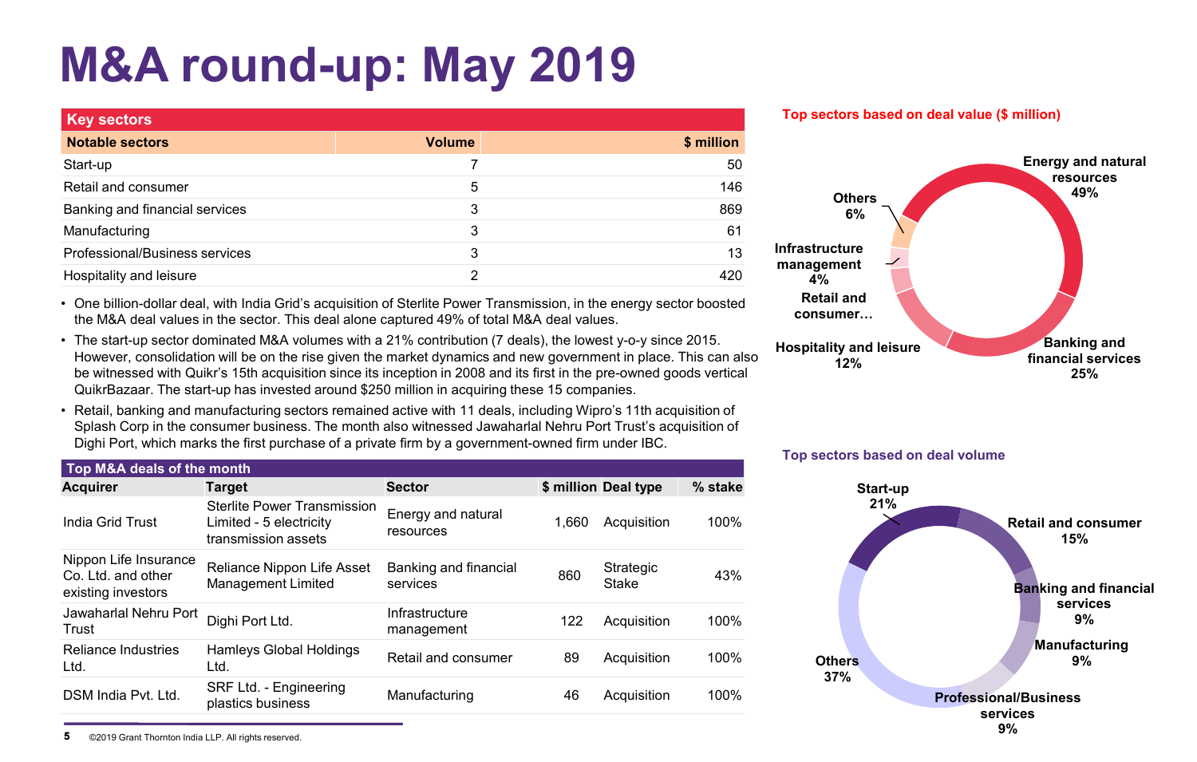# M&A round-up: May 2019

| Key sectors | | |
|---|---|---|
| **Notable sectors** | **Volume** | **$ million** |
| Start-up | 7 | 50 |
| Retail and consumer | 5 | 146 |
| Banking and financial services | 3 | 869 |
| Manufacturing | 3 | 61 |
| Professional/Business services | 3 | 13 |
| Hospitality and leisure | 2 | 420 |

- One billion-dollar deal, with India Grid's acquisition of Sterlite Power Transmission, in the energy sector boosted the M&A deal values in the sector. This deal alone captured 49% of total M&A deal values.
- The start-up sector dominated M&A volumes with a 21% contribution (7 deals), the lowest y-o-y since 2015. However, consolidation will be on the rise given the market dynamics and new government in place. This can also be witnessed with Quikr's 15th acquisition since its inception in 2008 and its first in the pre-owned goods vertical QuikrBazaar. The start-up has invested around $250 million in acquiring these 15 companies.
- Retail, banking and manufacturing sectors remained active with 11 deals, including Wipro's 11th acquisition of Splash Corp in the consumer business. The month also witnessed Jawaharlal Nehru Port Trust's acquisition of Dighi Port, which marks the first purchase of a private firm by a government-owned firm under IBC.

**Top M&A deals of the month**

| Acquirer | Target | Sector | $ million | Deal type | % stake |
|---|---|---|---|---|---|
| India Grid Trust | Sterlite Power Transmission Limited - 5 electricity transmission assets | Energy and natural resources | 1,660 | Acquisition | 100% |
| Nippon Life Insurance Co. Ltd. and other existing investors | Reliance Nippon Life Asset Management Limited | Banking and financial services | 860 | Strategic Stake | 43% |
| Jawaharlal Nehru Port Trust | Dighi Port Ltd. | Infrastructure management | 122 | Acquisition | 100% |
| Reliance Industries Ltd. | Hamleys Global Holdings Ltd. | Retail and consumer | 89 | Acquisition | 100% |
| DSM India Pvt. Ltd. | SRF Ltd. - Engineering plastics business | Manufacturing | 46 | Acquisition | 100% |

**Top sectors based on deal value ($ million)**

- Energy and natural resources: 49%
- Banking and financial services: 25%
- Hospitality and leisure: 12%
- Retail and consumer…
- Infrastructure management: 4%
- Others: 6%

**Top sectors based on deal volume**

- Start-up: 21%
- Retail and consumer: 15%
- Banking and financial services: 9%
- Manufacturing: 9%
- Professional/Business services: 9%
- Others: 37%

©2019 Grant Thornton India LLP. All rights reserved.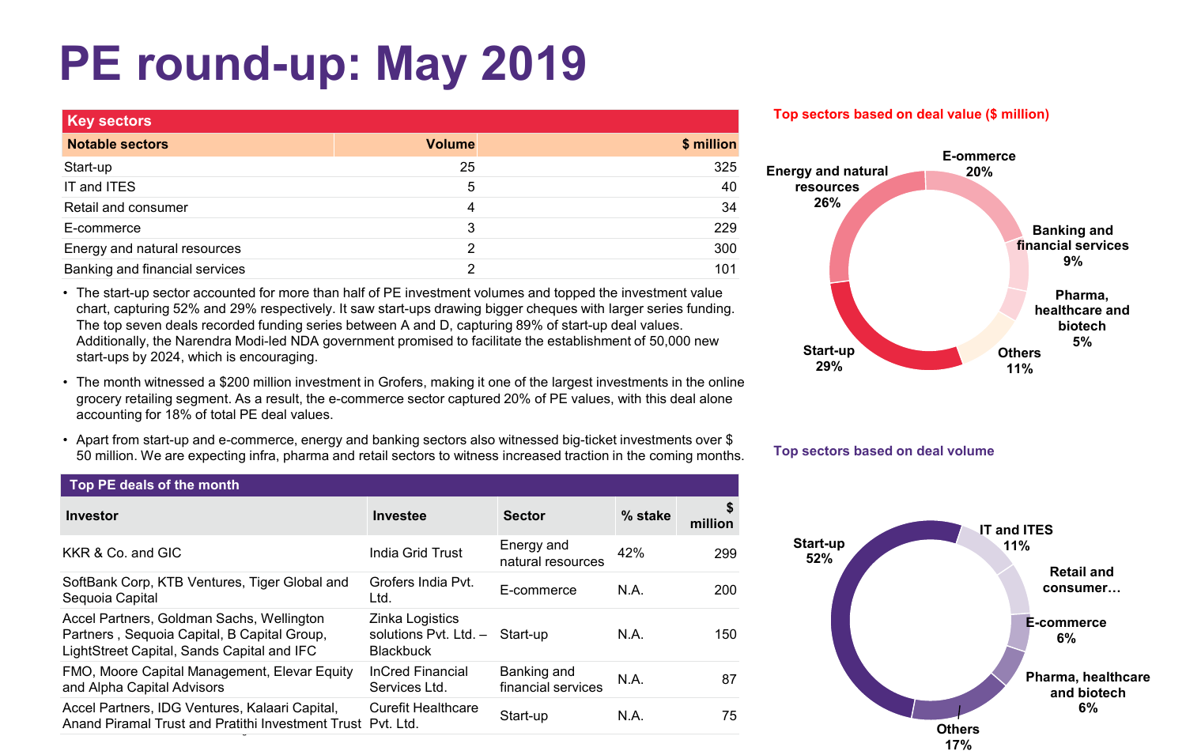# PE round-up: May 2019

| Key sectors | | |
|---|---|---|
| **Notable sectors** | **Volume** | **$ million** |
| Start-up | 25 | 325 |
| IT and ITES | 5 | 40 |
| Retail and consumer | 4 | 34 |
| E-commerce | 3 | 229 |
| Energy and natural resources | 2 | 300 |
| Banking and financial services | 2 | 101 |

- The start-up sector accounted for more than half of PE investment volumes and topped the investment value chart, capturing 52% and 29% respectively. It saw start-ups drawing bigger cheques with larger series funding. The top seven deals recorded funding series between A and D, capturing 89% of start-up deal values. Additionally, the Narendra Modi-led NDA government promised to facilitate the establishment of 50,000 new start-ups by 2024, which is encouraging.
- The month witnessed a $200 million investment in Grofers, making it one of the largest investments in the online grocery retailing segment. As a result, the e-commerce sector captured 20% of PE values, with this deal alone accounting for 18% of total PE deal values.
- Apart from start-up and e-commerce, energy and banking sectors also witnessed big-ticket investments over $ 50 million. We are expecting infra, pharma and retail sectors to witness increased traction in the coming months.

## Top PE deals of the month

| Investor | Investee | Sector | % stake | $ million |
|---|---|---|---|---|
| KKR & Co. and GIC | India Grid Trust | Energy and natural resources | 42% | 299 |
| SoftBank Corp, KTB Ventures, Tiger Global and Sequoia Capital | Grofers India Pvt. Ltd. | E-commerce | N.A. | 200 |
| Accel Partners, Goldman Sachs, Wellington Partners , Sequoia Capital, B Capital Group, LightStreet Capital, Sands Capital and IFC | Zinka Logistics solutions Pvt. Ltd. – Blackbuck | Start-up | N.A. | 150 |
| FMO, Moore Capital Management, Elevar Equity and Alpha Capital Advisors | InCred Financial Services Ltd. | Banking and financial services | N.A. | 87 |
| Accel Partners, IDG Ventures, Kalaari Capital, Anand Piramal Trust and Pratithi Investment Trust | Curefit Healthcare Pvt. Ltd. | Start-up | N.A. | 75 |

### Top sectors based on deal value ($ million)

- E-ommerce 20%
- Banking and financial services 9%
- Pharma, healthcare and biotech 5%
- Others 11%
- Start-up 29%
- Energy and natural resources 26%

### Top sectors based on deal volume

- Start-up 52%
- IT and ITES 11%
- Retail and consumer…
- E-commerce 6%
- Pharma, healthcare and biotech 6%
- Others 17%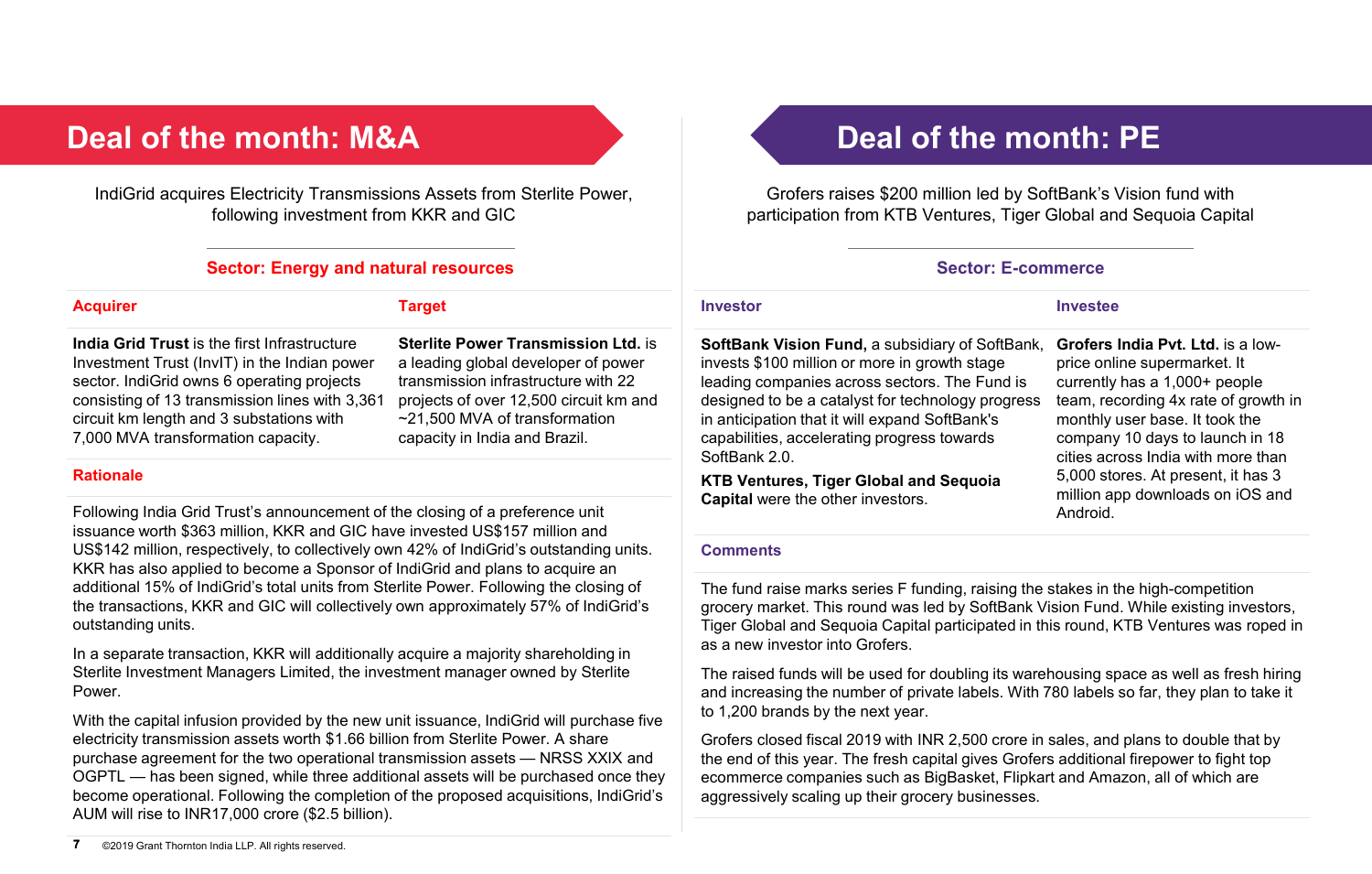## Deal of the month: M&A

IndiGrid acquires Electricity Transmissions Assets from Sterlite Power, following investment from KKR and GIC

**Sector: Energy and natural resources**

| Acquirer | Target |
|---|---|
| **India Grid Trust** is the first Infrastructure Investment Trust (InvIT) in the Indian power sector. IndiGrid owns 6 operating projects consisting of 13 transmission lines with 3,361 circuit km length and 3 substations with 7,000 MVA transformation capacity. | **Sterlite Power Transmission Ltd.** is a leading global developer of power transmission infrastructure with 22 projects of over 12,500 circuit km and ~21,500 MVA of transformation capacity in India and Brazil. |

**Rationale**

Following India Grid Trust's announcement of the closing of a preference unit issuance worth $363 million, KKR and GIC have invested US$157 million and US$142 million, respectively, to collectively own 42% of IndiGrid's outstanding units. KKR has also applied to become a Sponsor of IndiGrid and plans to acquire an additional 15% of IndiGrid's total units from Sterlite Power. Following the closing of the transactions, KKR and GIC will collectively own approximately 57% of IndiGrid's outstanding units.

In a separate transaction, KKR will additionally acquire a majority shareholding in Sterlite Investment Managers Limited, the investment manager owned by Sterlite Power.

With the capital infusion provided by the new unit issuance, IndiGrid will purchase five electricity transmission assets worth $1.66 billion from Sterlite Power. A share purchase agreement for the two operational transmission assets — NRSS XXIX and OGPTL — has been signed, while three additional assets will be purchased once they become operational. Following the completion of the proposed acquisitions, IndiGrid's AUM will rise to INR17,000 crore ($2.5 billion).

## Deal of the month: PE

Grofers raises $200 million led by SoftBank's Vision fund with participation from KTB Ventures, Tiger Global and Sequoia Capital

**Sector: E-commerce**

| Investor | Investee |
|---|---|
| **SoftBank Vision Fund,** a subsidiary of SoftBank, invests $100 million or more in growth stage leading companies across sectors. The Fund is designed to be a catalyst for technology progress in anticipation that it will expand SoftBank's capabilities, accelerating progress towards SoftBank 2.0.<br><br>**KTB Ventures, Tiger Global and Sequoia Capital** were the other investors. | **Grofers India Pvt. Ltd.** is a low-price online supermarket. It currently has a 1,000+ people team, recording 4x rate of growth in monthly user base. It took the company 10 days to launch in 18 cities across India with more than 5,000 stores. At present, it has 3 million app downloads on iOS and Android. |

**Comments**

The fund raise marks series F funding, raising the stakes in the high-competition grocery market. This round was led by SoftBank Vision Fund. While existing investors, Tiger Global and Sequoia Capital participated in this round, KTB Ventures was roped in as a new investor into Grofers.

The raised funds will be used for doubling its warehousing space as well as fresh hiring and increasing the number of private labels. With 780 labels so far, they plan to take it to 1,200 brands by the next year.

Grofers closed fiscal 2019 with INR 2,500 crore in sales, and plans to double that by the end of this year. The fresh capital gives Grofers additional firepower to fight top ecommerce companies such as BigBasket, Flipkart and Amazon, all of which are aggressively scaling up their grocery businesses.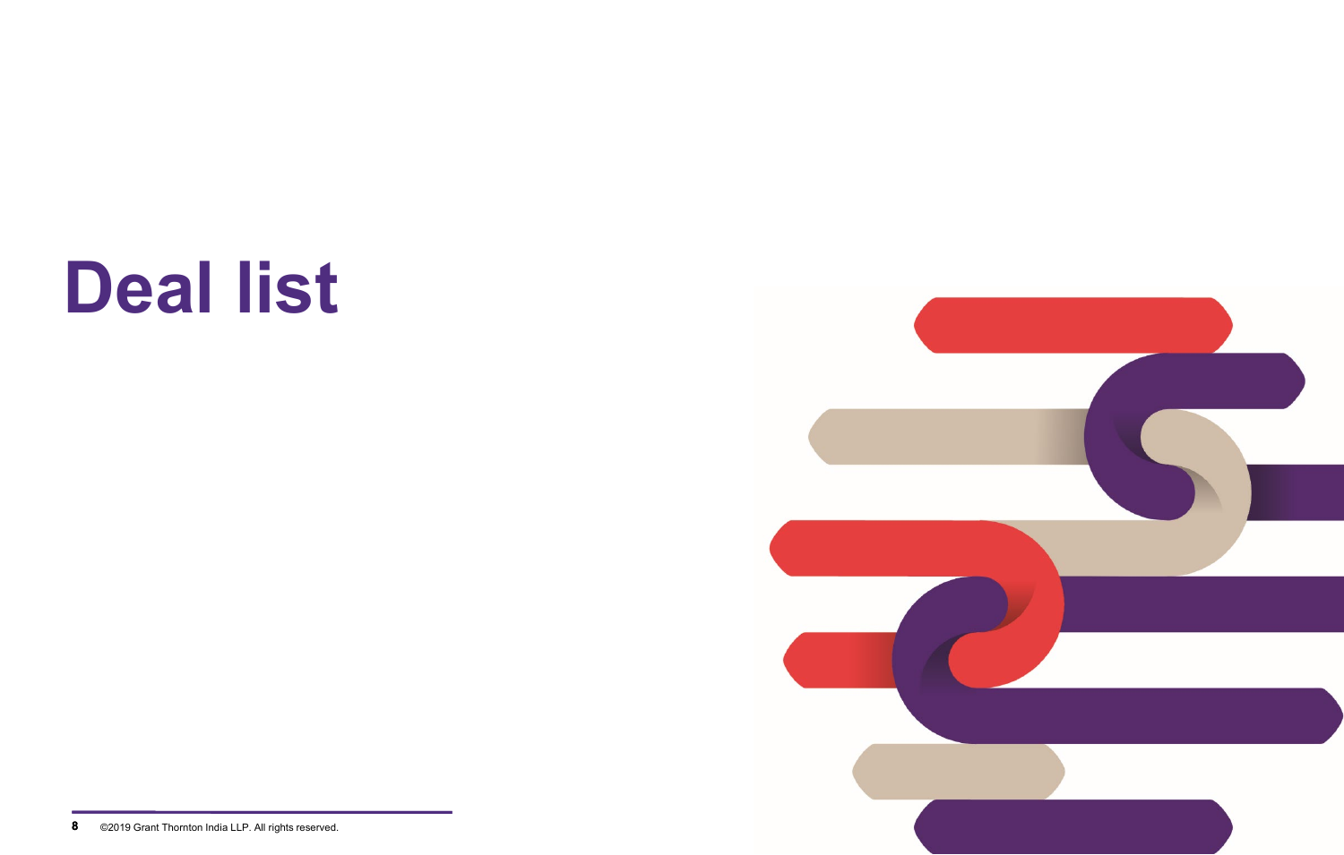# Deal list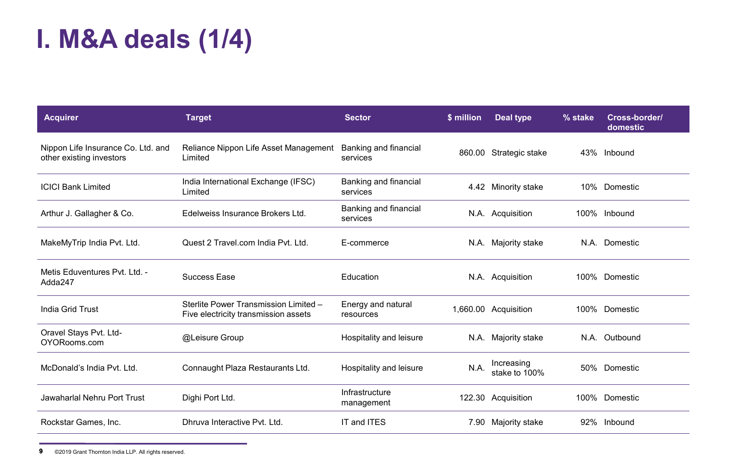# I. M&A deals (1/4)

| Acquirer | Target | Sector | $ million | Deal type | % stake | Cross-border/ domestic |
|---|---|---|---|---|---|---|
| Nippon Life Insurance Co. Ltd. and other existing investors | Reliance Nippon Life Asset Management Limited | Banking and financial services | 860.00 | Strategic stake | 43% | Inbound |
| ICICI Bank Limited | India International Exchange (IFSC) Limited | Banking and financial services | 4.42 | Minority stake | 10% | Domestic |
| Arthur J. Gallagher & Co. | Edelweiss Insurance Brokers Ltd. | Banking and financial services | N.A. | Acquisition | 100% | Inbound |
| MakeMyTrip India Pvt. Ltd. | Quest 2 Travel.com India Pvt. Ltd. | E-commerce | N.A. | Majority stake | N.A. | Domestic |
| Metis Eduventures Pvt. Ltd. - Adda247 | Success Ease | Education | N.A. | Acquisition | 100% | Domestic |
| India Grid Trust | Sterlite Power Transmission Limited – Five electricity transmission assets | Energy and natural resources | 1,660.00 | Acquisition | 100% | Domestic |
| Oravel Stays Pvt. Ltd- OYORooms.com | @Leisure Group | Hospitality and leisure | N.A. | Majority stake | N.A. | Outbound |
| McDonald's India Pvt. Ltd. | Connaught Plaza Restaurants Ltd. | Hospitality and leisure | N.A. | Increasing stake to 100% | 50% | Domestic |
| Jawaharlal Nehru Port Trust | Dighi Port Ltd. | Infrastructure management | 122.30 | Acquisition | 100% | Domestic |
| Rockstar Games, Inc. | Dhruva Interactive Pvt. Ltd. | IT and ITES | 7.90 | Majority stake | 92% | Inbound |

©2019 Grant Thornton India LLP. All rights reserved.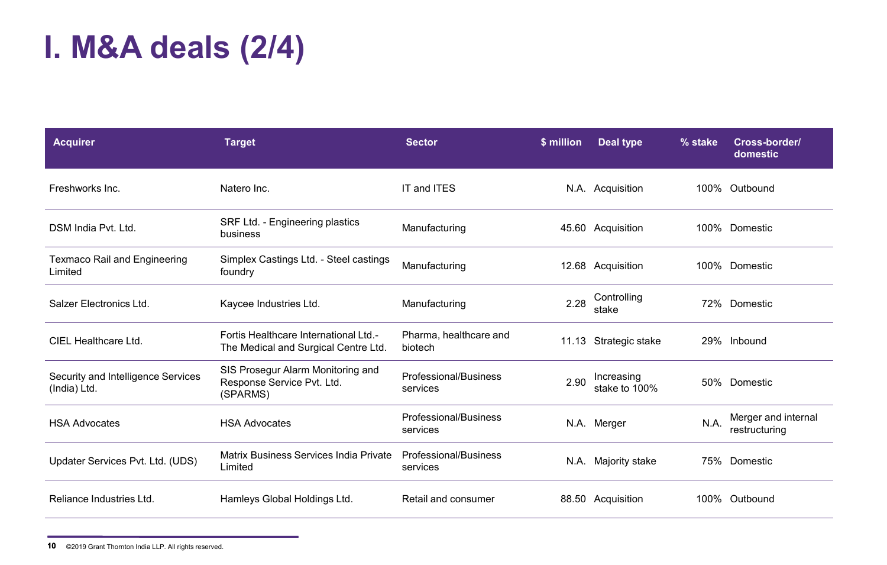# I. M&A deals (2/4)

| Acquirer | Target | Sector | $ million | Deal type | % stake | Cross-border/ domestic |
|---|---|---|---|---|---|---|
| Freshworks Inc. | Natero Inc. | IT and ITES | N.A. | Acquisition | 100% | Outbound |
| DSM India Pvt. Ltd. | SRF Ltd. - Engineering plastics business | Manufacturing | 45.60 | Acquisition | 100% | Domestic |
| Texmaco Rail and Engineering Limited | Simplex Castings Ltd. - Steel castings foundry | Manufacturing | 12.68 | Acquisition | 100% | Domestic |
| Salzer Electronics Ltd. | Kaycee Industries Ltd. | Manufacturing | 2.28 | Controlling stake | 72% | Domestic |
| CIEL Healthcare Ltd. | Fortis Healthcare International Ltd.- The Medical and Surgical Centre Ltd. | Pharma, healthcare and biotech | 11.13 | Strategic stake | 29% | Inbound |
| Security and Intelligence Services (India) Ltd. | SIS Prosegur Alarm Monitoring and Response Service Pvt. Ltd. (SPARMS) | Professional/Business services | 2.90 | Increasing stake to 100% | 50% | Domestic |
| HSA Advocates | HSA Advocates | Professional/Business services | N.A. | Merger | N.A. | Merger and internal restructuring |
| Updater Services Pvt. Ltd. (UDS) | Matrix Business Services India Private Limited | Professional/Business services | N.A. | Majority stake | 75% | Domestic |
| Reliance Industries Ltd. | Hamleys Global Holdings Ltd. | Retail and consumer | 88.50 | Acquisition | 100% | Outbound |

©2019 Grant Thornton India LLP. All rights reserved.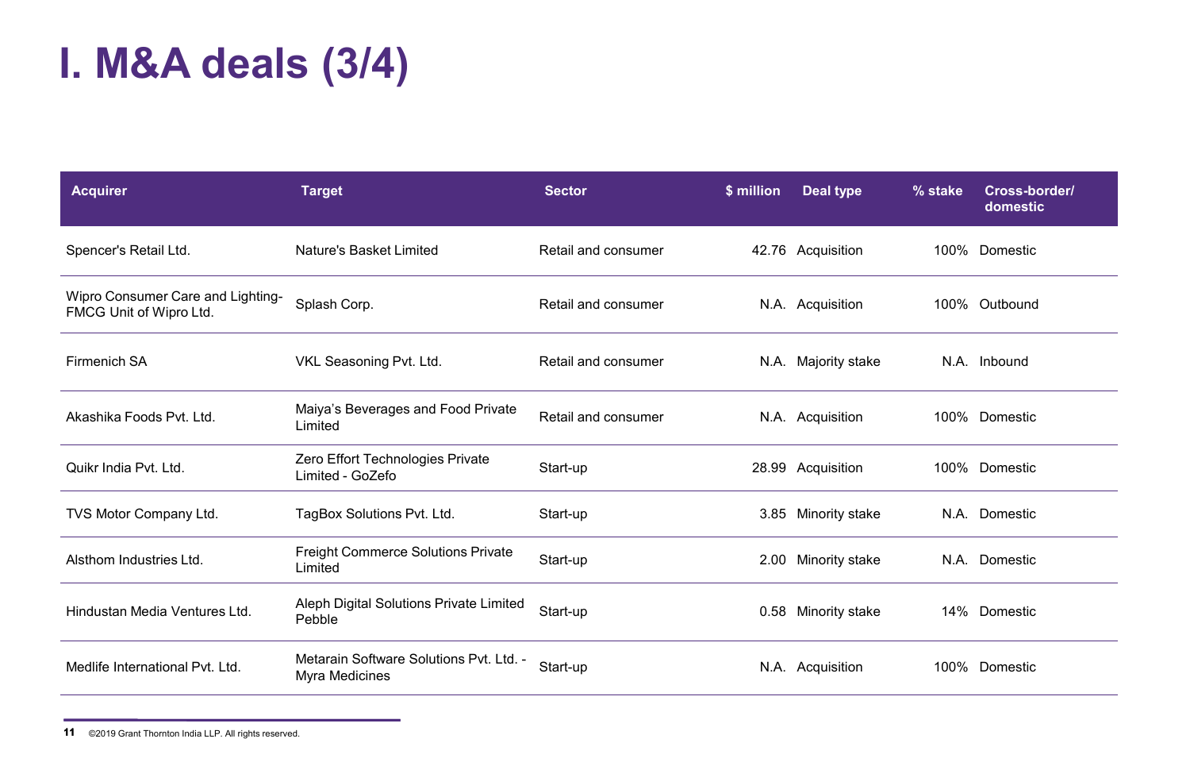# I. M&A deals (3/4)

| Acquirer | Target | Sector | $ million | Deal type | % stake | Cross-border/ domestic |
|---|---|---|---|---|---|---|
| Spencer's Retail Ltd. | Nature's Basket Limited | Retail and consumer | 42.76 | Acquisition | 100% | Domestic |
| Wipro Consumer Care and Lighting-FMCG Unit of Wipro Ltd. | Splash Corp. | Retail and consumer | N.A. | Acquisition | 100% | Outbound |
| Firmenich SA | VKL Seasoning Pvt. Ltd. | Retail and consumer | N.A. | Majority stake | N.A. | Inbound |
| Akashika Foods Pvt. Ltd. | Maiya's Beverages and Food Private Limited | Retail and consumer | N.A. | Acquisition | 100% | Domestic |
| Quikr India Pvt. Ltd. | Zero Effort Technologies Private Limited - GoZefo | Start-up | 28.99 | Acquisition | 100% | Domestic |
| TVS Motor Company Ltd. | TagBox Solutions Pvt. Ltd. | Start-up | 3.85 | Minority stake | N.A. | Domestic |
| Alsthom Industries Ltd. | Freight Commerce Solutions Private Limited | Start-up | 2.00 | Minority stake | N.A. | Domestic |
| Hindustan Media Ventures Ltd. | Aleph Digital Solutions Private Limited Pebble | Start-up | 0.58 | Minority stake | 14% | Domestic |
| Medlife International Pvt. Ltd. | Metarain Software Solutions Pvt. Ltd. - Myra Medicines | Start-up | N.A. | Acquisition | 100% | Domestic |

©2019 Grant Thornton India LLP. All rights reserved.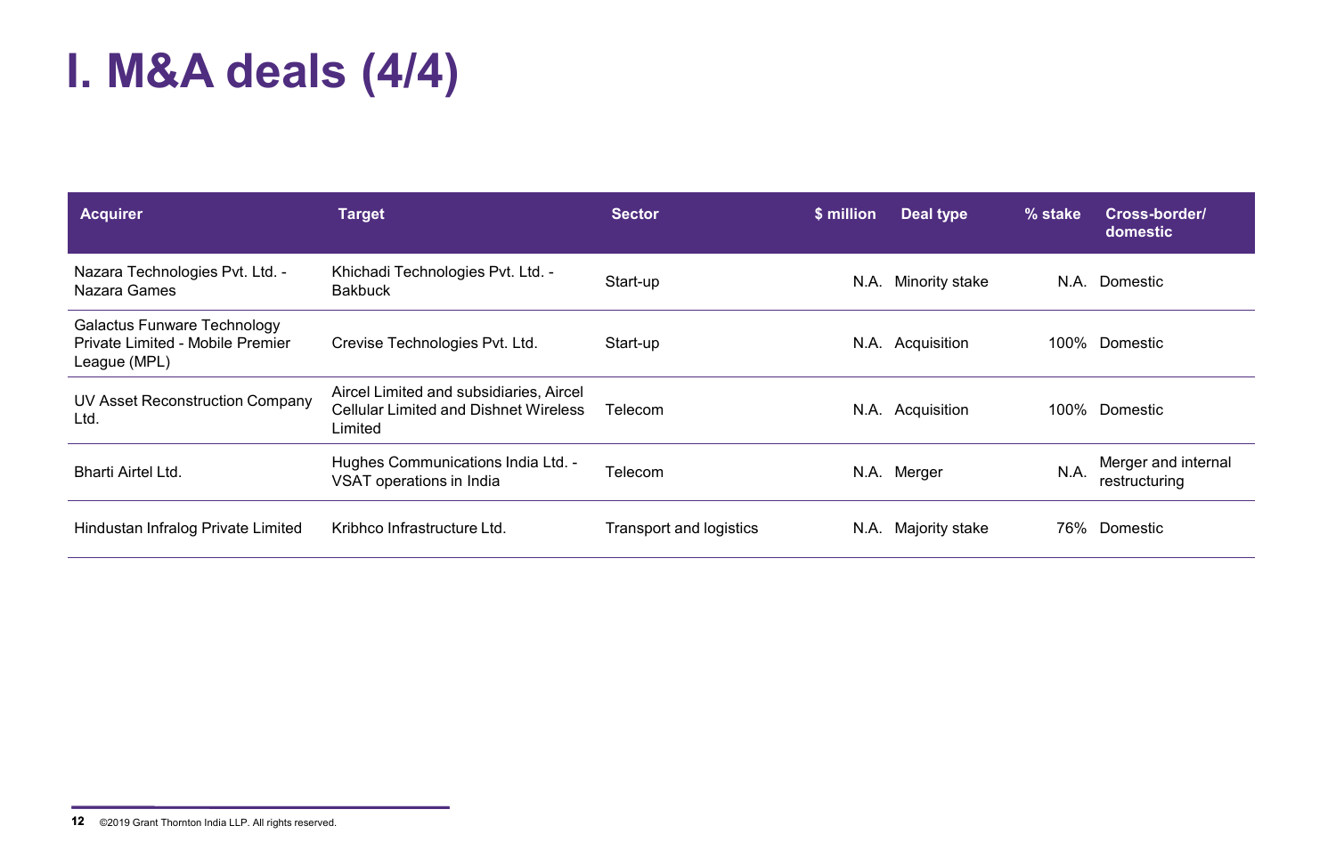# I. M&A deals (4/4)

| Acquirer | Target | Sector | $ million | Deal type | % stake | Cross-border/ domestic |
|---|---|---|---|---|---|---|
| Nazara Technologies Pvt. Ltd. - Nazara Games | Khichadi Technologies Pvt. Ltd. - Bakbuck | Start-up | N.A. | Minority stake | N.A. | Domestic |
| Galactus Funware Technology Private Limited - Mobile Premier League (MPL) | Crevise Technologies Pvt. Ltd. | Start-up | N.A. | Acquisition | 100% | Domestic |
| UV Asset Reconstruction Company Ltd. | Aircel Limited and subsidiaries, Aircel Cellular Limited and Dishnet Wireless Limited | Telecom | N.A. | Acquisition | 100% | Domestic |
| Bharti Airtel Ltd. | Hughes Communications India Ltd. - VSAT operations in India | Telecom | N.A. | Merger | N.A. | Merger and internal restructuring |
| Hindustan Infralog Private Limited | Kribhco Infrastructure Ltd. | Transport and logistics | N.A. | Majority stake | 76% | Domestic |

©2019 Grant Thornton India LLP. All rights reserved.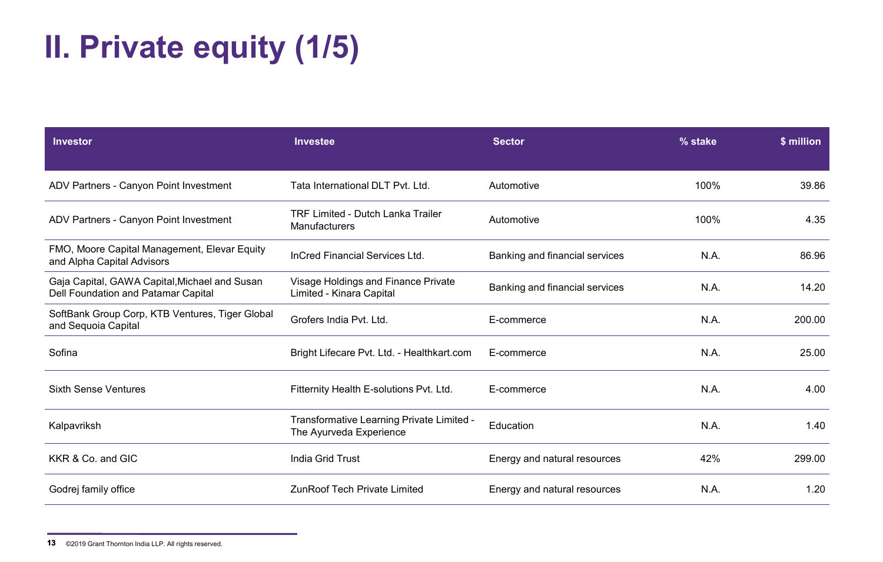# II. Private equity (1/5)

| Investor | Investee | Sector | % stake | $ million |
|---|---|---|---|---|
| ADV Partners - Canyon Point Investment | Tata International DLT Pvt. Ltd. | Automotive | 100% | 39.86 |
| ADV Partners - Canyon Point Investment | TRF Limited - Dutch Lanka Trailer Manufacturers | Automotive | 100% | 4.35 |
| FMO, Moore Capital Management, Elevar Equity and Alpha Capital Advisors | InCred Financial Services Ltd. | Banking and financial services | N.A. | 86.96 |
| Gaja Capital, GAWA Capital,Michael and Susan Dell Foundation and Patamar Capital | Visage Holdings and Finance Private Limited - Kinara Capital | Banking and financial services | N.A. | 14.20 |
| SoftBank Group Corp, KTB Ventures, Tiger Global and Sequoia Capital | Grofers India Pvt. Ltd. | E-commerce | N.A. | 200.00 |
| Sofina | Bright Lifecare Pvt. Ltd. - Healthkart.com | E-commerce | N.A. | 25.00 |
| Sixth Sense Ventures | Fitternity Health E-solutions Pvt. Ltd. | E-commerce | N.A. | 4.00 |
| Kalpavriksh | Transformative Learning Private Limited - The Ayurveda Experience | Education | N.A. | 1.40 |
| KKR & Co. and GIC | India Grid Trust | Energy and natural resources | 42% | 299.00 |
| Godrej family office | ZunRoof Tech Private Limited | Energy and natural resources | N.A. | 1.20 |

©2019 Grant Thornton India LLP. All rights reserved.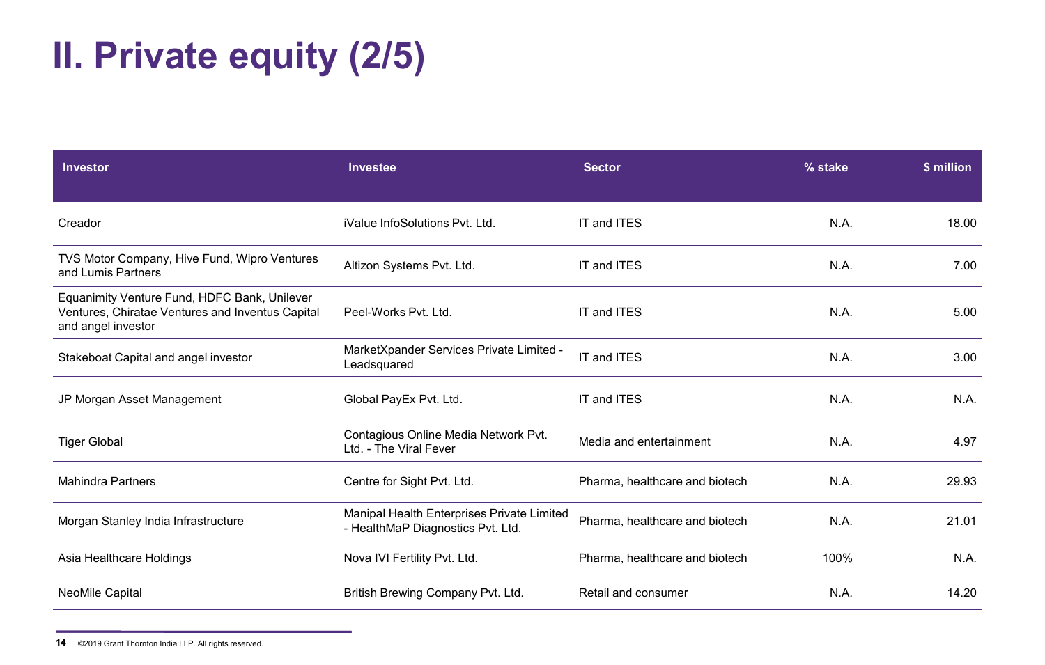# II. Private equity (2/5)

| Investor | Investee | Sector | % stake | $ million |
|---|---|---|---|---|
| Creador | iValue InfoSolutions Pvt. Ltd. | IT and ITES | N.A. | 18.00 |
| TVS Motor Company, Hive Fund, Wipro Ventures and Lumis Partners | Altizon Systems Pvt. Ltd. | IT and ITES | N.A. | 7.00 |
| Equanimity Venture Fund, HDFC Bank, Unilever Ventures, Chiratae Ventures and Inventus Capital and angel investor | Peel-Works Pvt. Ltd. | IT and ITES | N.A. | 5.00 |
| Stakeboat Capital and angel investor | MarketXpander Services Private Limited - Leadsquared | IT and ITES | N.A. | 3.00 |
| JP Morgan Asset Management | Global PayEx Pvt. Ltd. | IT and ITES | N.A. | N.A. |
| Tiger Global | Contagious Online Media Network Pvt. Ltd. - The Viral Fever | Media and entertainment | N.A. | 4.97 |
| Mahindra Partners | Centre for Sight Pvt. Ltd. | Pharma, healthcare and biotech | N.A. | 29.93 |
| Morgan Stanley India Infrastructure | Manipal Health Enterprises Private Limited - HealthMaP Diagnostics Pvt. Ltd. | Pharma, healthcare and biotech | N.A. | 21.01 |
| Asia Healthcare Holdings | Nova IVI Fertility Pvt. Ltd. | Pharma, healthcare and biotech | 100% | N.A. |
| NeoMile Capital | British Brewing Company Pvt. Ltd. | Retail and consumer | N.A. | 14.20 |

©2019 Grant Thornton India LLP. All rights reserved.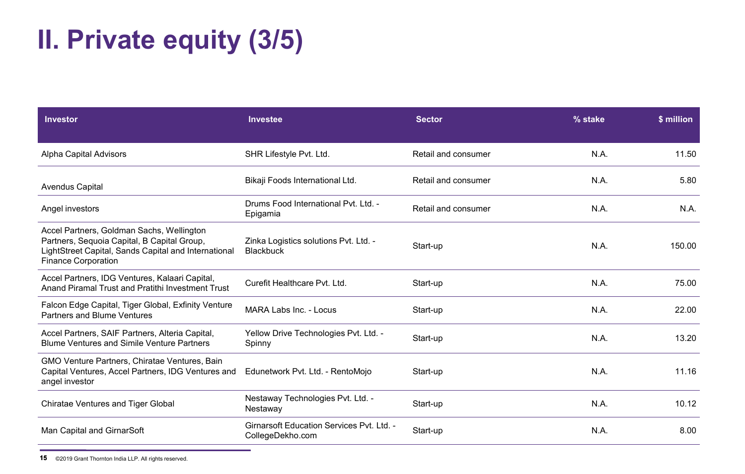# II. Private equity (3/5)

| Investor | Investee | Sector | % stake | $ million |
|---|---|---|---|---|
| Alpha Capital Advisors | SHR Lifestyle Pvt. Ltd. | Retail and consumer | N.A. | 11.50 |
| Avendus Capital | Bikaji Foods International Ltd. | Retail and consumer | N.A. | 5.80 |
| Angel investors | Drums Food International Pvt. Ltd. - Epigamia | Retail and consumer | N.A. | N.A. |
| Accel Partners, Goldman Sachs, Wellington Partners, Sequoia Capital, B Capital Group, LightStreet Capital, Sands Capital and International Finance Corporation | Zinka Logistics solutions Pvt. Ltd. - Blackbuck | Start-up | N.A. | 150.00 |
| Accel Partners, IDG Ventures, Kalaari Capital, Anand Piramal Trust and Pratithi Investment Trust | Curefit Healthcare Pvt. Ltd. | Start-up | N.A. | 75.00 |
| Falcon Edge Capital, Tiger Global, Exfinity Venture Partners and Blume Ventures | MARA Labs Inc. - Locus | Start-up | N.A. | 22.00 |
| Accel Partners, SAIF Partners, Alteria Capital, Blume Ventures and Simile Venture Partners | Yellow Drive Technologies Pvt. Ltd. - Spinny | Start-up | N.A. | 13.20 |
| GMO Venture Partners, Chiratae Ventures, Bain Capital Ventures, Accel Partners, IDG Ventures and angel investor | Edunetwork Pvt. Ltd. - RentoMojo | Start-up | N.A. | 11.16 |
| Chiratae Ventures and Tiger Global | Nestaway Technologies Pvt. Ltd. - Nestaway | Start-up | N.A. | 10.12 |
| Man Capital and GirnarSoft | Girnarsoft Education Services Pvt. Ltd. - CollegeDekho.com | Start-up | N.A. | 8.00 |

©2019 Grant Thornton India LLP. All rights reserved.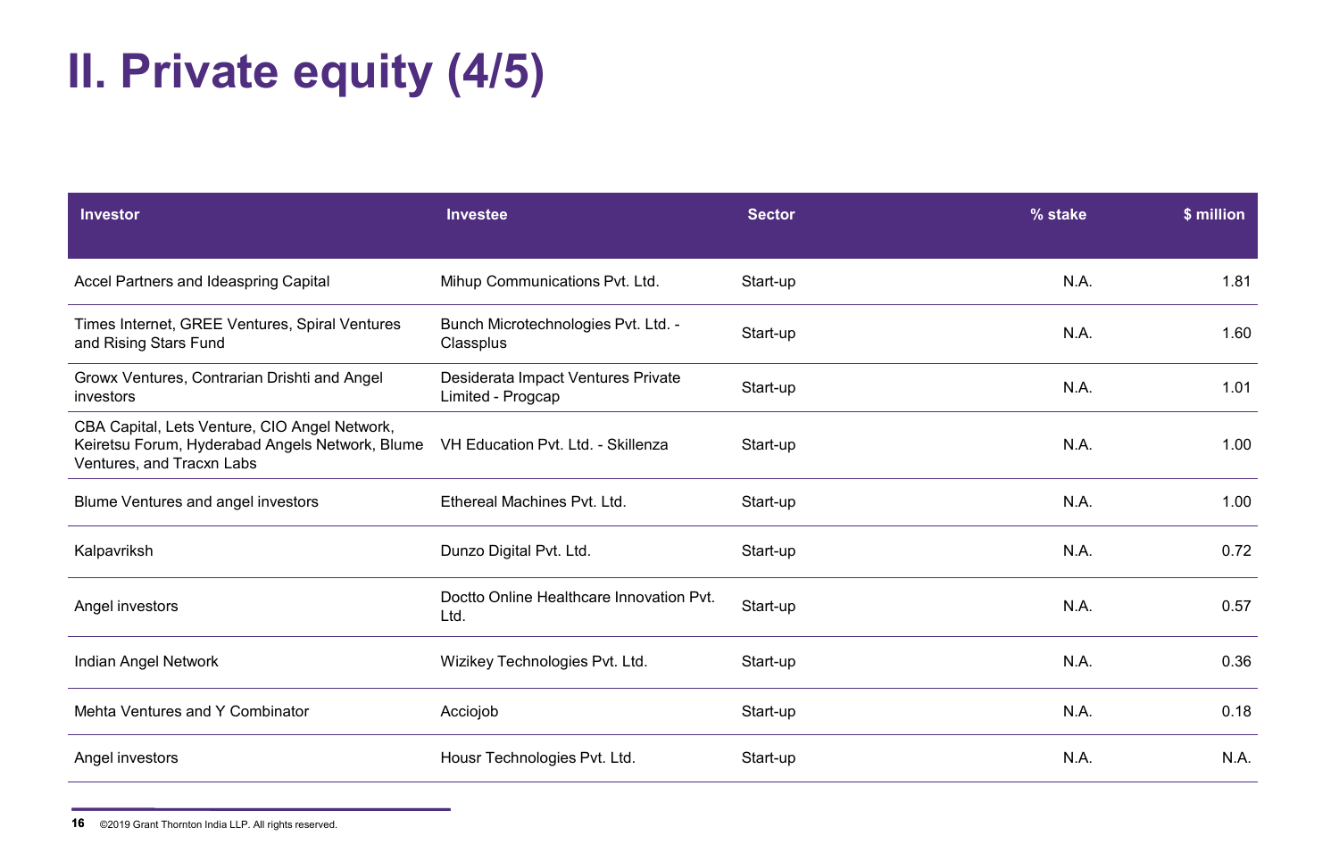# II. Private equity (4/5)

| Investor | Investee | Sector | % stake | $ million |
|---|---|---|---|---|
| Accel Partners and Ideaspring Capital | Mihup Communications Pvt. Ltd. | Start-up | N.A. | 1.81 |
| Times Internet, GREE Ventures, Spiral Ventures and Rising Stars Fund | Bunch Microtechnologies Pvt. Ltd. - Classplus | Start-up | N.A. | 1.60 |
| Growx Ventures, Contrarian Drishti and Angel investors | Desiderata Impact Ventures Private Limited - Progcap | Start-up | N.A. | 1.01 |
| CBA Capital, Lets Venture, CIO Angel Network, Keiretsu Forum, Hyderabad Angels Network, Blume Ventures, and Tracxn Labs | VH Education Pvt. Ltd. - Skillenza | Start-up | N.A. | 1.00 |
| Blume Ventures and angel investors | Ethereal Machines Pvt. Ltd. | Start-up | N.A. | 1.00 |
| Kalpavriksh | Dunzo Digital Pvt. Ltd. | Start-up | N.A. | 0.72 |
| Angel investors | Doctto Online Healthcare Innovation Pvt. Ltd. | Start-up | N.A. | 0.57 |
| Indian Angel Network | Wizikey Technologies Pvt. Ltd. | Start-up | N.A. | 0.36 |
| Mehta Ventures and Y Combinator | Acciojob | Start-up | N.A. | 0.18 |
| Angel investors | Housr Technologies Pvt. Ltd. | Start-up | N.A. | N.A. |

©2019 Grant Thornton India LLP. All rights reserved.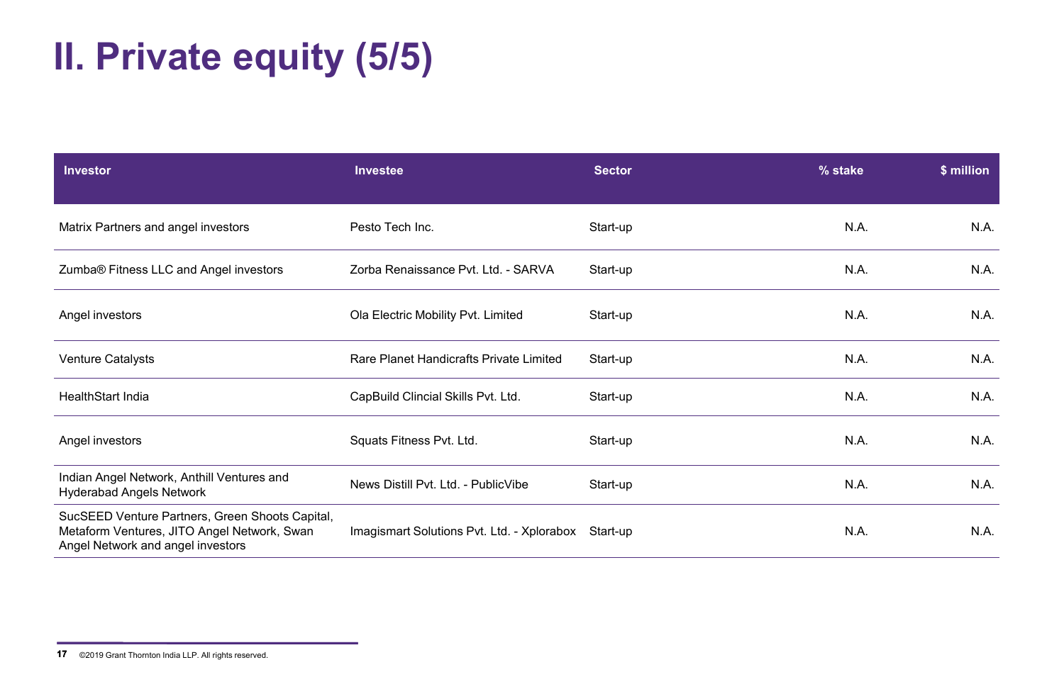# II. Private equity (5/5)

| Investor | Investee | Sector | % stake | $ million |
|---|---|---|---|---|
| Matrix Partners and angel investors | Pesto Tech Inc. | Start-up | N.A. | N.A. |
| Zumba® Fitness LLC and Angel investors | Zorba Renaissance Pvt. Ltd. - SARVA | Start-up | N.A. | N.A. |
| Angel investors | Ola Electric Mobility Pvt. Limited | Start-up | N.A. | N.A. |
| Venture Catalysts | Rare Planet Handicrafts Private Limited | Start-up | N.A. | N.A. |
| HealthStart India | CapBuild Clincial Skills Pvt. Ltd. | Start-up | N.A. | N.A. |
| Angel investors | Squats Fitness Pvt. Ltd. | Start-up | N.A. | N.A. |
| Indian Angel Network, Anthill Ventures and Hyderabad Angels Network | News Distill Pvt. Ltd. - PublicVibe | Start-up | N.A. | N.A. |
| SucSEED Venture Partners, Green Shoots Capital, Metaform Ventures, JITO Angel Network, Swan Angel Network and angel investors | Imagismart Solutions Pvt. Ltd. - Xplorabox | Start-up | N.A. | N.A. |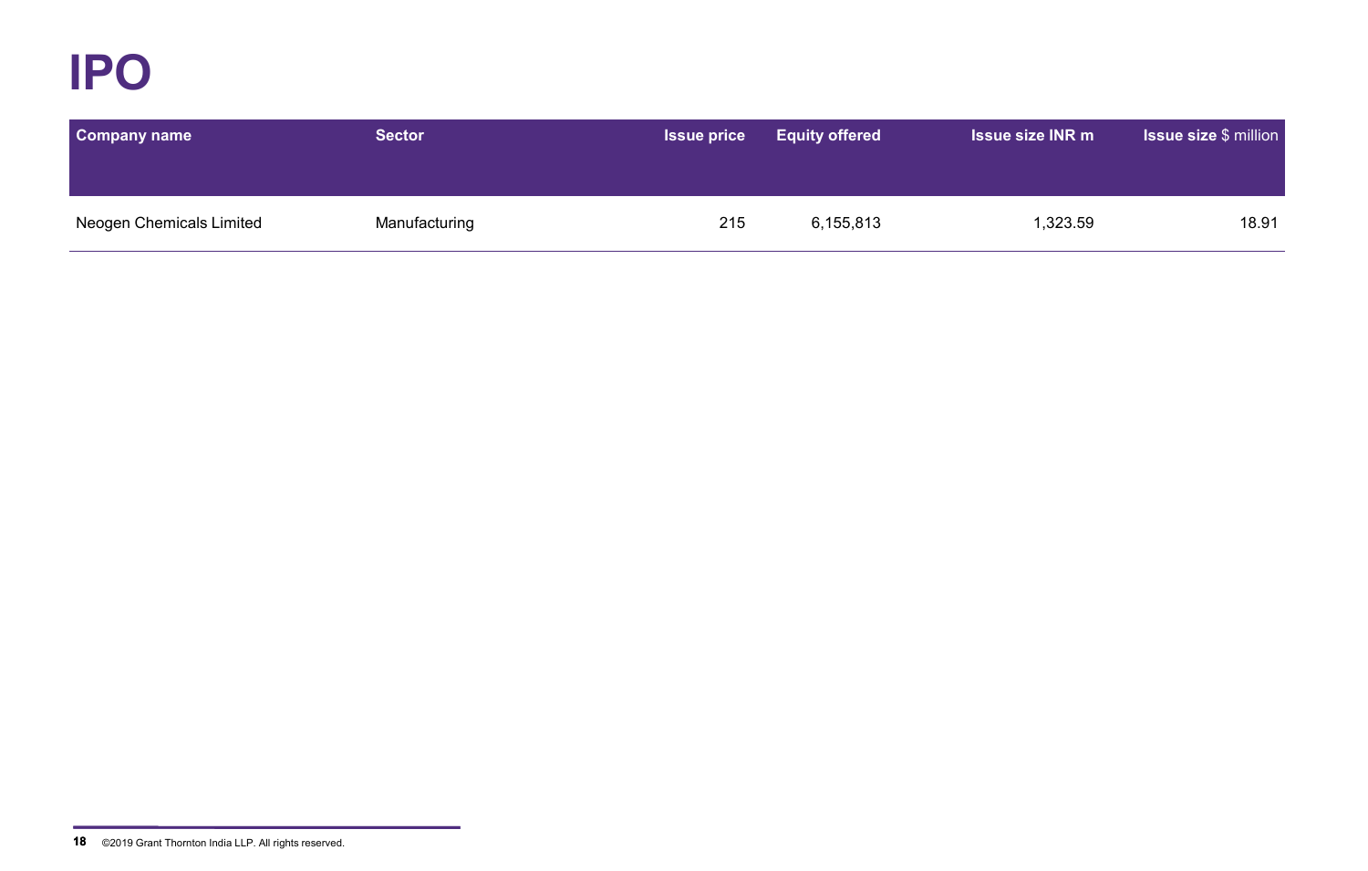# IPO

| Company name | Sector | Issue price | Equity offered | Issue size INR m | Issue size $ million |
|---|---|---|---|---|---|
| Neogen Chemicals Limited | Manufacturing | 215 | 6,155,813 | 1,323.59 | 18.91 |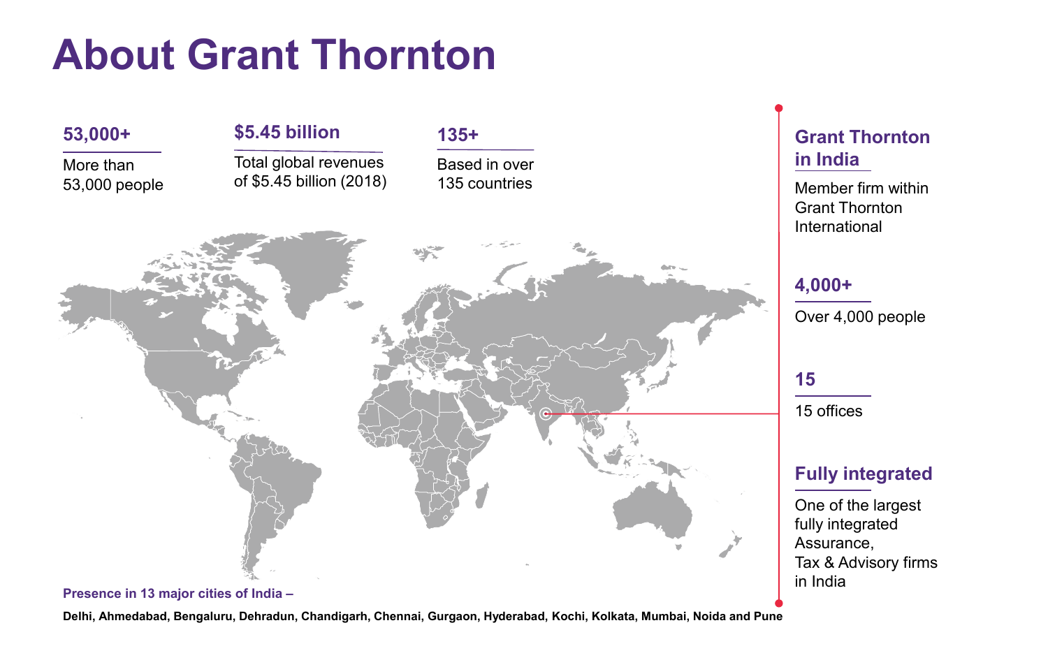# About Grant Thornton

**53,000+**

More than 53,000 people

**$5.45 billion**

Total global revenues of $5.45 billion (2018)

**135+**

Based in over 135 countries

## Grant Thornton in India

Member firm within Grant Thornton International

**4,000+**

Over 4,000 people

**15**

15 offices

**Fully integrated**

One of the largest fully integrated Assurance, Tax & Advisory firms in India

**Presence in 13 major cities of India –**

**Delhi, Ahmedabad, Bengaluru, Dehradun, Chandigarh, Chennai, Gurgaon, Hyderabad, Kochi, Kolkata, Mumbai, Noida and Pune**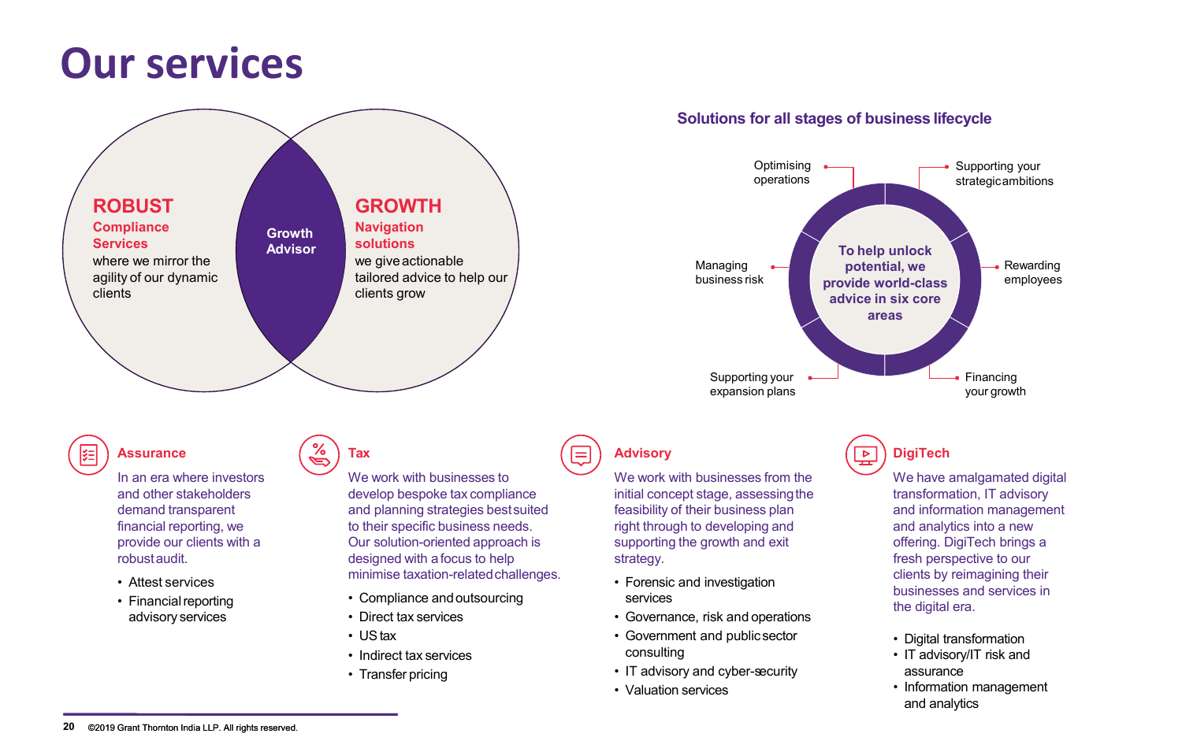# Our services

**ROBUST**
**Compliance Services**
where we mirror the agility of our dynamic clients

**Growth Advisor**

**GROWTH**
**Navigation solutions**
we give actionable tailored advice to help our clients grow

## Solutions for all stages of business lifecycle

To help unlock potential, we provide world-class advice in six core areas

- Optimising operations
- Supporting your strategic ambitions
- Rewarding employees
- Financing your growth
- Supporting your expansion plans
- Managing business risk

### Assurance

In an era where investors and other stakeholders demand transparent financial reporting, we provide our clients with a robust audit.

- Attest services
- Financial reporting advisory services

### Tax

We work with businesses to develop bespoke tax compliance and planning strategies best suited to their specific business needs. Our solution-oriented approach is designed with a focus to help minimise taxation-related challenges.

- Compliance and outsourcing
- Direct tax services
- US tax
- Indirect tax services
- Transfer pricing

### Advisory

We work with businesses from the initial concept stage, assessing the feasibility of their business plan right through to developing and supporting the growth and exit strategy.

- Forensic and investigation services
- Governance, risk and operations
- Government and public sector consulting
- IT advisory and cyber-security
- Valuation services

### DigiTech

We have amalgamated digital transformation, IT advisory and information management and analytics into a new offering. DigiTech brings a fresh perspective to our clients by reimagining their businesses and services in the digital era.

- Digital transformation
- IT advisory/IT risk and assurance
- Information management and analytics

©2019 Grant Thornton India LLP. All rights reserved.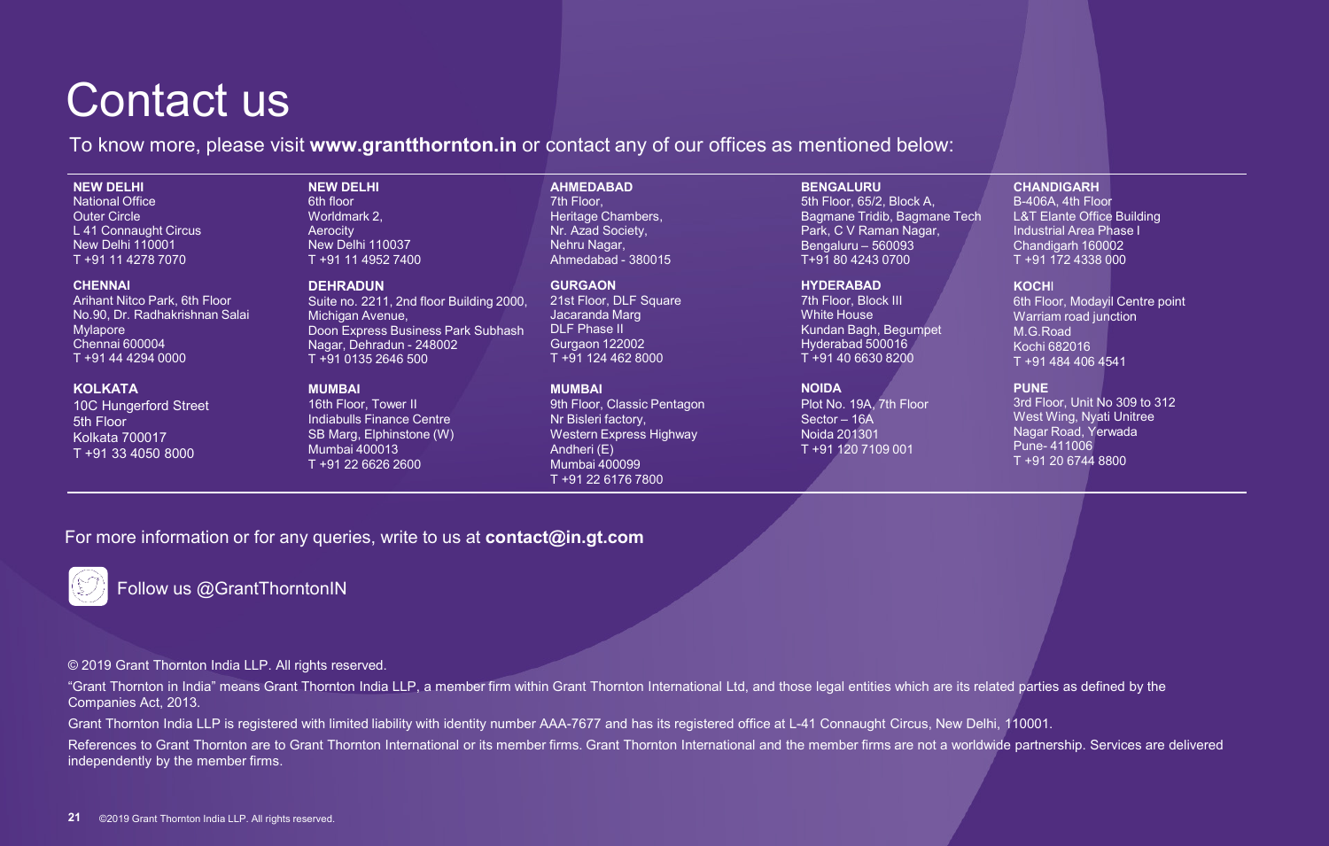# Contact us

To know more, please visit **www.grantthornton.in** or contact any of our offices as mentioned below:

**NEW DELHI**
National Office
Outer Circle
L 41 Connaught Circus
New Delhi 110001
T +91 11 4278 7070

**NEW DELHI**
6th floor
Worldmark 2,
Aerocity
New Delhi 110037
T +91 11 4952 7400

**AHMEDABAD**
7th Floor,
Heritage Chambers,
Nr. Azad Society,
Nehru Nagar,
Ahmedabad - 380015

**BENGALURU**
5th Floor, 65/2, Block A,
Bagmane Tridib, Bagmane Tech
Park, C V Raman Nagar,
Bengaluru – 560093
T+91 80 4243 0700

**CHANDIGARH**
B-406A, 4th Floor
L&T Elante Office Building
Industrial Area Phase I
Chandigarh 160002
T +91 172 4338 000

**CHENNAI**
Arihant Nitco Park, 6th Floor
No.90, Dr. Radhakrishnan Salai
Mylapore
Chennai 600004
T +91 44 4294 0000

**DEHRADUN**
Suite no. 2211, 2nd floor Building 2000,
Michigan Avenue,
Doon Express Business Park Subhash
Nagar, Dehradun - 248002
T +91 0135 2646 500

**GURGAON**
21st Floor, DLF Square
Jacaranda Marg
DLF Phase II
Gurgaon 122002
T +91 124 462 8000

**HYDERABAD**
7th Floor, Block III
White House
Kundan Bagh, Begumpet
Hyderabad 500016
T +91 40 6630 8200

**KOCHI**
6th Floor, Modayil Centre point
Warriam road junction
M.G.Road
Kochi 682016
T +91 484 406 4541

**KOLKATA**
10C Hungerford Street
5th Floor
Kolkata 700017
T +91 33 4050 8000

**MUMBAI**
16th Floor, Tower II
Indiabulls Finance Centre
SB Marg, Elphinstone (W)
Mumbai 400013
T +91 22 6626 2600

**MUMBAI**
9th Floor, Classic Pentagon
Nr Bisleri factory,
Western Express Highway
Andheri (E)
Mumbai 400099
T +91 22 6176 7800

**NOIDA**
Plot No. 19A, 7th Floor
Sector – 16A
Noida 201301
T +91 120 7109 001

**PUNE**
3rd Floor, Unit No 309 to 312
West Wing, Nyati Unitree
Nagar Road, Yerwada
Pune- 411006
T +91 20 6744 8800

For more information or for any queries, write to us at **contact@in.gt.com**

Follow us @GrantThorntonIN

© 2019 Grant Thornton India LLP. All rights reserved.

"Grant Thornton in India" means Grant Thornton India LLP, a member firm within Grant Thornton International Ltd, and those legal entities which are its related parties as defined by the Companies Act, 2013.

Grant Thornton India LLP is registered with limited liability with identity number AAA-7677 and has its registered office at L-41 Connaught Circus, New Delhi, 110001.

References to Grant Thornton are to Grant Thornton International or its member firms. Grant Thornton International and the member firms are not a worldwide partnership. Services are delivered independently by the member firms.